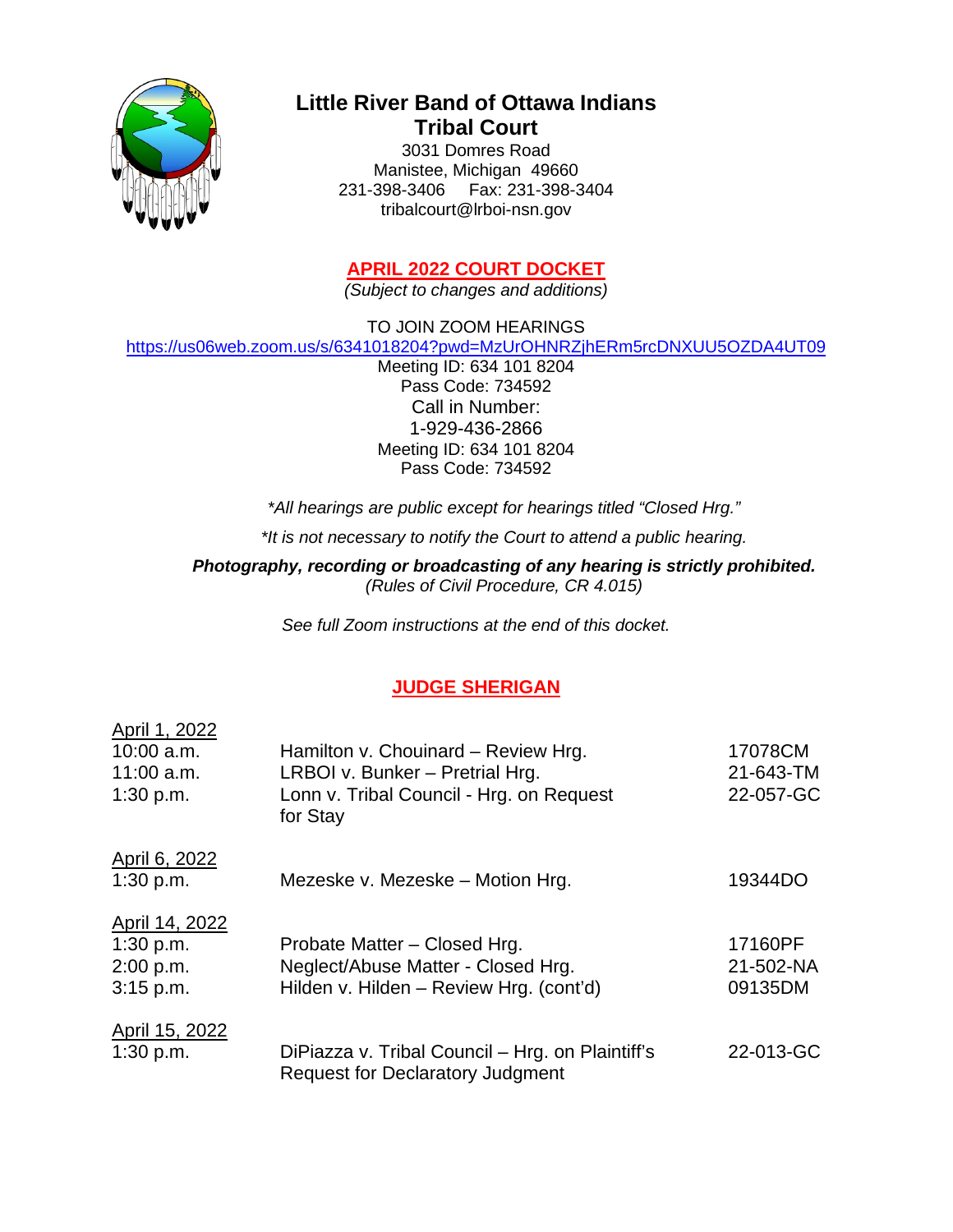# Little River Band of Ottawa Indians Tribal Court

3031 Domres Road
Manistee, Michigan 49660
231-398-3406 Fax: 231-398-3404
tribalcourt@lrboi-nsn.gov

## APRIL 2022 COURT DOCKET

*(Subject to changes and additions)*

TO JOIN ZOOM HEARINGS
https://us06web.zoom.us/s/6341018204?pwd=MzUrOHNRZjhERm5rcDNXUU5OZDA4UT09
Meeting ID: 634 101 8204
Pass Code: 734592
Call in Number:
1-929-436-2866
Meeting ID: 634 101 8204
Pass Code: 734592

*\*All hearings are public except for hearings titled "Closed Hrg."*

*\*It is not necessary to notify the Court to attend a public hearing.*

***Photography, recording or broadcasting of any hearing is strictly prohibited.***
*(Rules of Civil Procedure, CR 4.015)*

*See full Zoom instructions at the end of this docket.*

## JUDGE SHERIGAN

| Date/Time | Matter | Case No. |
|---|---|---|
| **April 1, 2022** | | |
| 10:00 a.m. | Hamilton v. Chouinard – Review Hrg. | 17078CM |
| 11:00 a.m. | LRBOI v. Bunker – Pretrial Hrg. | 21-643-TM |
| 1:30 p.m. | Lonn v. Tribal Council - Hrg. on Request for Stay | 22-057-GC |
| **April 6, 2022** | | |
| 1:30 p.m. | Mezeske v. Mezeske – Motion Hrg. | 19344DO |
| **April 14, 2022** | | |
| 1:30 p.m. | Probate Matter – Closed Hrg. | 17160PF |
| 2:00 p.m. | Neglect/Abuse Matter - Closed Hrg. | 21-502-NA |
| 3:15 p.m. | Hilden v. Hilden – Review Hrg. (cont'd) | 09135DM |
| **April 15, 2022** | | |
| 1:30 p.m. | DiPiazza v. Tribal Council – Hrg. on Plaintiff's Request for Declaratory Judgment | 22-013-GC |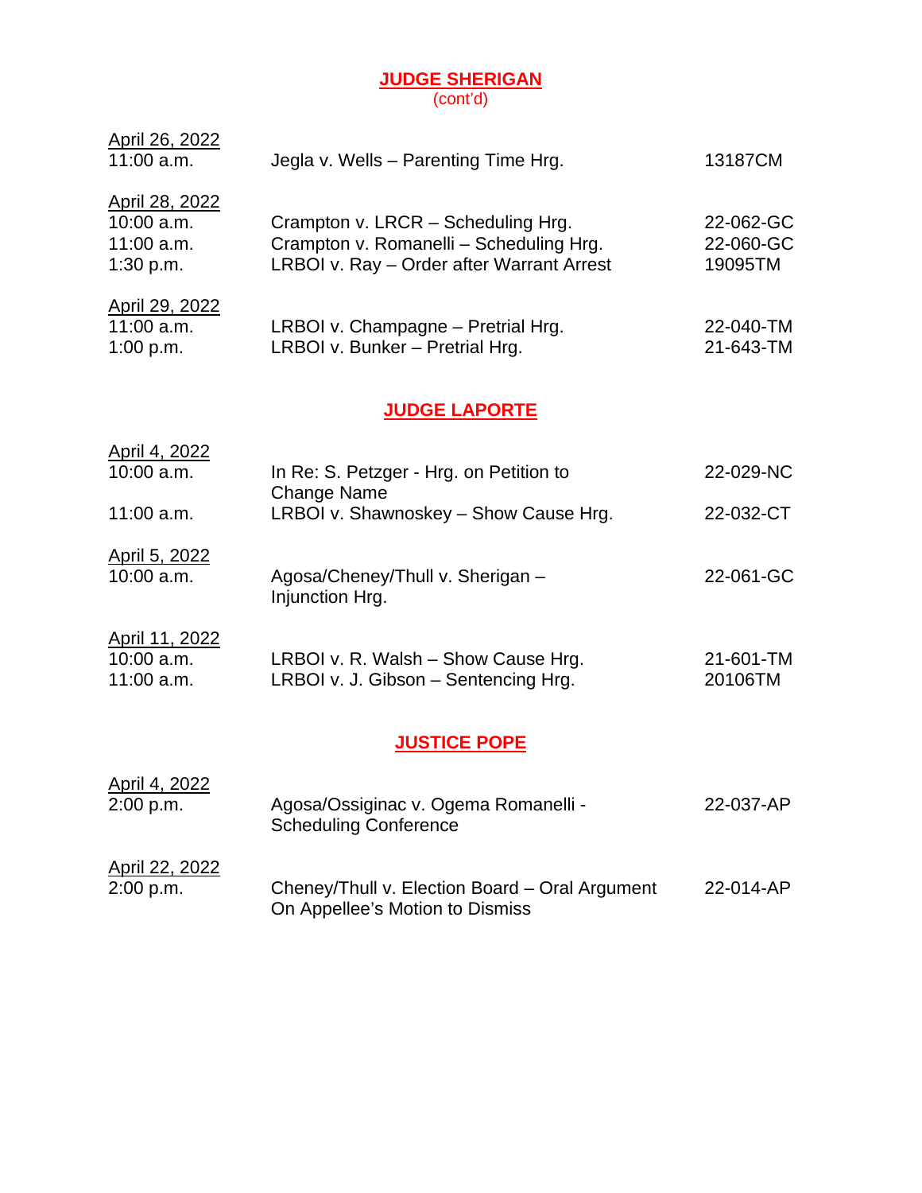## JUDGE SHERIGAN
(cont'd)

| Date/Time | Case | Case No. |
|---|---|---|
| April 26, 2022 | | |
| 11:00 a.m. | Jegla v. Wells – Parenting Time Hrg. | 13187CM |
| April 28, 2022 | | |
| 10:00 a.m. | Crampton v. LRCR – Scheduling Hrg. | 22-062-GC |
| 11:00 a.m. | Crampton v. Romanelli – Scheduling Hrg. | 22-060-GC |
| 1:30 p.m. | LRBOI v. Ray – Order after Warrant Arrest | 19095TM |
| April 29, 2022 | | |
| 11:00 a.m. | LRBOI v. Champagne – Pretrial Hrg. | 22-040-TM |
| 1:00 p.m. | LRBOI v. Bunker – Pretrial Hrg. | 21-643-TM |

## JUDGE LAPORTE

| Date/Time | Case | Case No. |
|---|---|---|
| April 4, 2022 | | |
| 10:00 a.m. | In Re: S. Petzger - Hrg. on Petition to Change Name | 22-029-NC |
| 11:00 a.m. | LRBOI v. Shawnoskey – Show Cause Hrg. | 22-032-CT |
| April 5, 2022 | | |
| 10:00 a.m. | Agosa/Cheney/Thull v. Sherigan – Injunction Hrg. | 22-061-GC |
| April 11, 2022 | | |
| 10:00 a.m. | LRBOI v. R. Walsh – Show Cause Hrg. | 21-601-TM |
| 11:00 a.m. | LRBOI v. J. Gibson – Sentencing Hrg. | 20106TM |

## JUSTICE POPE

| Date/Time | Case | Case No. |
|---|---|---|
| April 4, 2022 | | |
| 2:00 p.m. | Agosa/Ossiginac v. Ogema Romanelli - Scheduling Conference | 22-037-AP |
| April 22, 2022 | | |
| 2:00 p.m. | Cheney/Thull v. Election Board – Oral Argument On Appellee's Motion to Dismiss | 22-014-AP |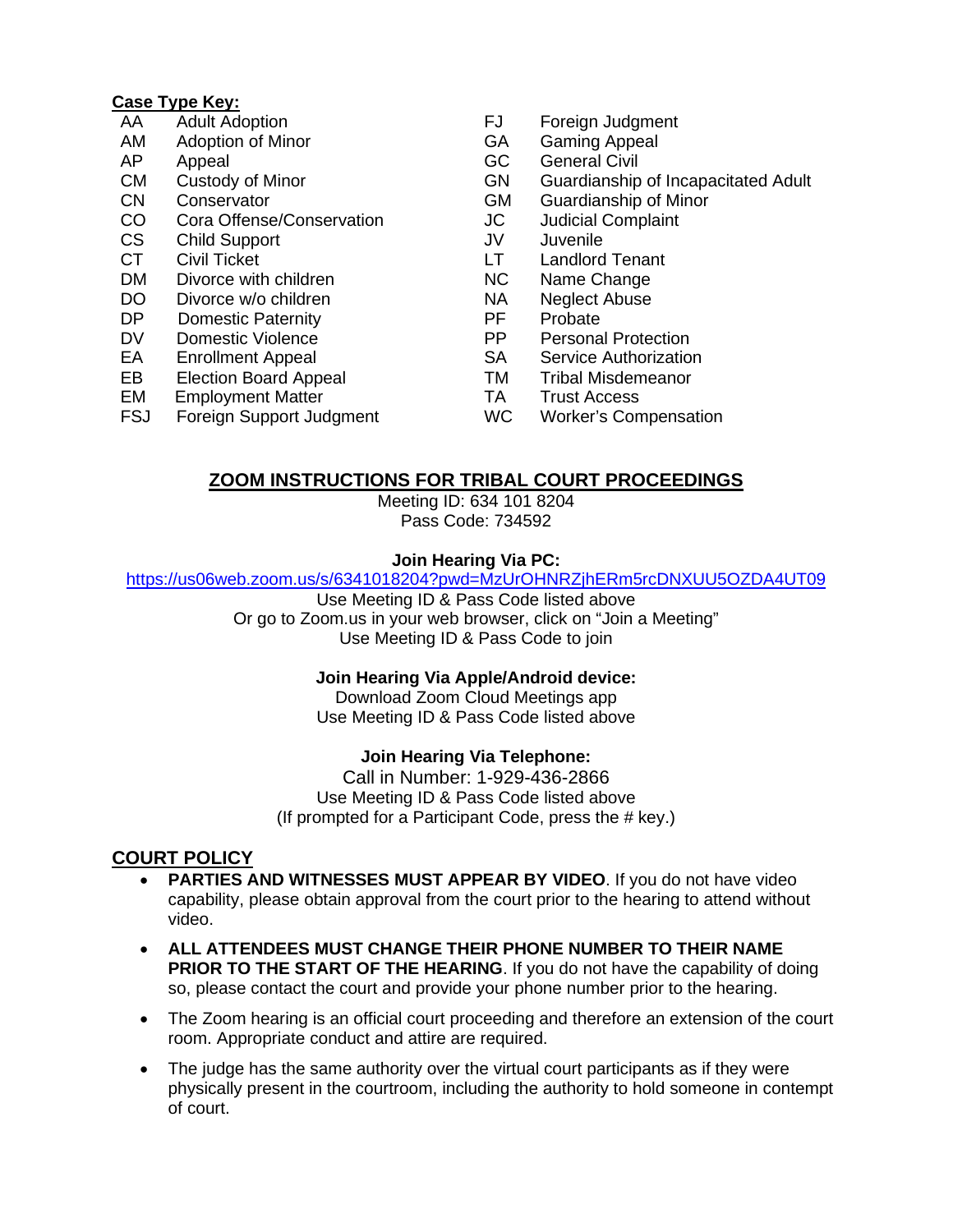**Case Type Key:**

| Code | Case Type | Code | Case Type |
|---|---|---|---|
| AA | Adult Adoption | FJ | Foreign Judgment |
| AM | Adoption of Minor | GA | Gaming Appeal |
| AP | Appeal | GC | General Civil |
| CM | Custody of Minor | GN | Guardianship of Incapacitated Adult |
| CN | Conservator | GM | Guardianship of Minor |
| CO | Cora Offense/Conservation | JC | Judicial Complaint |
| CS | Child Support | JV | Juvenile |
| CT | Civil Ticket | LT | Landlord Tenant |
| DM | Divorce with children | NC | Name Change |
| DO | Divorce w/o children | NA | Neglect Abuse |
| DP | Domestic Paternity | PF | Probate |
| DV | Domestic Violence | PP | Personal Protection |
| EA | Enrollment Appeal | SA | Service Authorization |
| EB | Election Board Appeal | TM | Tribal Misdemeanor |
| EM | Employment Matter | TA | Trust Access |
| FSJ | Foreign Support Judgment | WC | Worker's Compensation |

## ZOOM INSTRUCTIONS FOR TRIBAL COURT PROCEEDINGS

Meeting ID: 634 101 8204
Pass Code: 734592

**Join Hearing Via PC:**

https://us06web.zoom.us/s/6341018204?pwd=MzUrOHNRZjhERm5rcDNXUU5OZDA4UT09
Use Meeting ID & Pass Code listed above
Or go to Zoom.us in your web browser, click on "Join a Meeting"
Use Meeting ID & Pass Code to join

**Join Hearing Via Apple/Android device:**

Download Zoom Cloud Meetings app
Use Meeting ID & Pass Code listed above

**Join Hearing Via Telephone:**

Call in Number: 1-929-436-2866
Use Meeting ID & Pass Code listed above
(If prompted for a Participant Code, press the # key.)

## COURT POLICY

- **PARTIES AND WITNESSES MUST APPEAR BY VIDEO**. If you do not have video capability, please obtain approval from the court prior to the hearing to attend without video.
- **ALL ATTENDEES MUST CHANGE THEIR PHONE NUMBER TO THEIR NAME PRIOR TO THE START OF THE HEARING**. If you do not have the capability of doing so, please contact the court and provide your phone number prior to the hearing.
- The Zoom hearing is an official court proceeding and therefore an extension of the court room. Appropriate conduct and attire are required.
- The judge has the same authority over the virtual court participants as if they were physically present in the courtroom, including the authority to hold someone in contempt of court.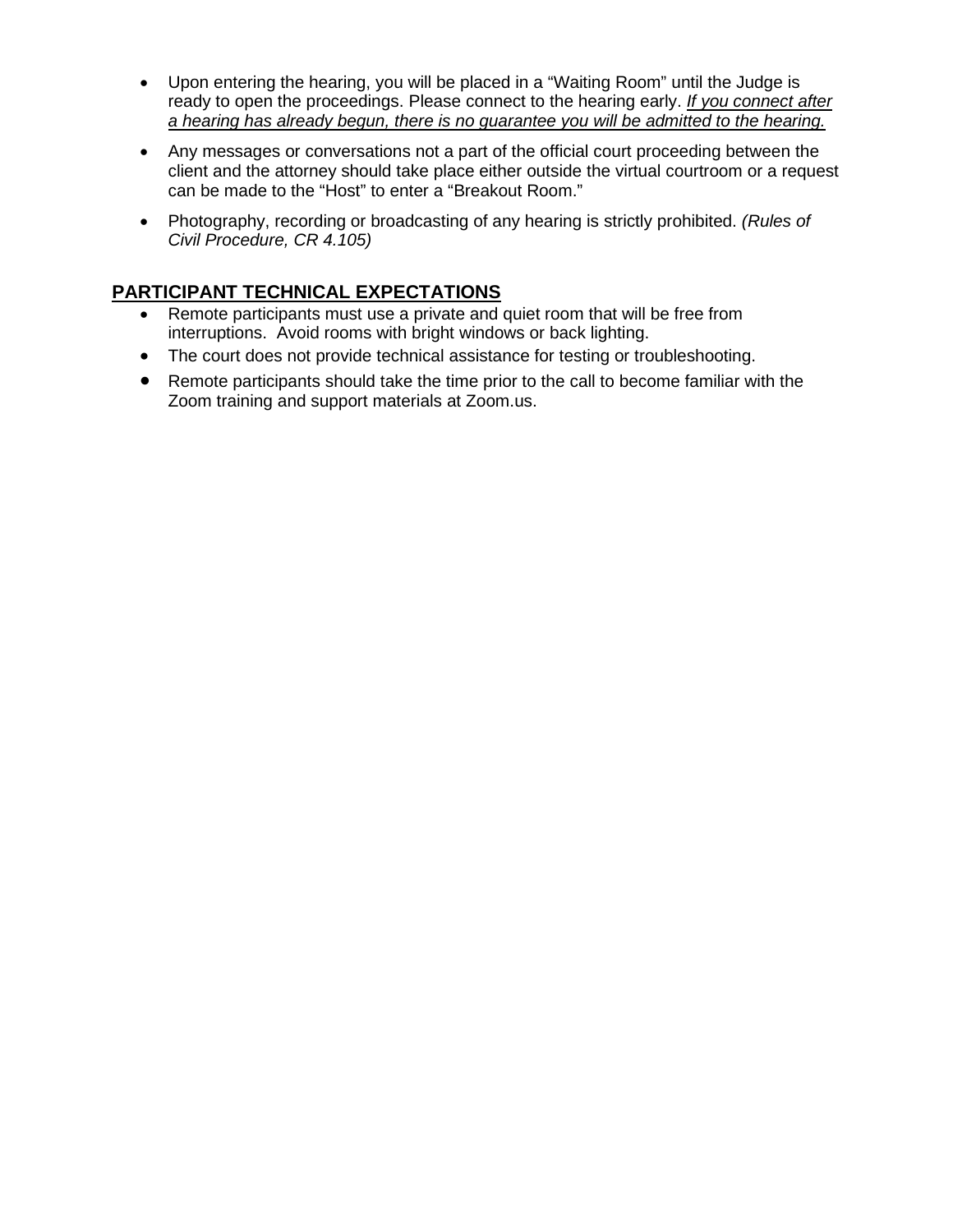- Upon entering the hearing, you will be placed in a "Waiting Room" until the Judge is ready to open the proceedings. Please connect to the hearing early. *<u>If you connect after a hearing has already begun, there is no guarantee you will be admitted to the hearing.</u>*
- Any messages or conversations not a part of the official court proceeding between the client and the attorney should take place either outside the virtual courtroom or a request can be made to the "Host" to enter a "Breakout Room."
- Photography, recording or broadcasting of any hearing is strictly prohibited. *(Rules of Civil Procedure, CR 4.105)*

## <u>PARTICIPANT TECHNICAL EXPECTATIONS</u>

- Remote participants must use a private and quiet room that will be free from interruptions. Avoid rooms with bright windows or back lighting.
- The court does not provide technical assistance for testing or troubleshooting.
- Remote participants should take the time prior to the call to become familiar with the Zoom training and support materials at Zoom.us.